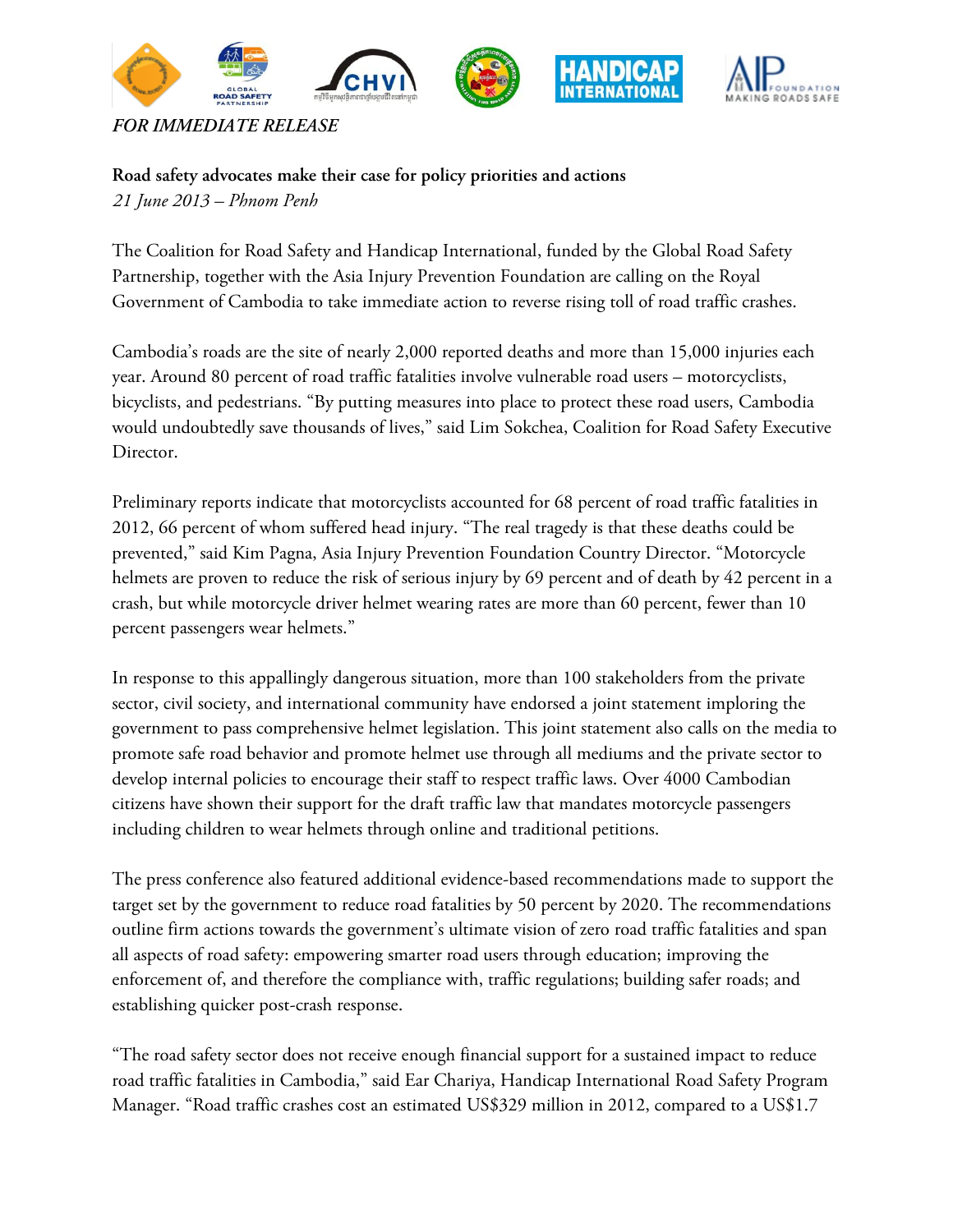*FOR IMMEDIATE RELEASE*

**Road safety advocates make their case for policy priorities and actions**
*21 June 2013 – Phnom Penh*

The Coalition for Road Safety and Handicap International, funded by the Global Road Safety Partnership, together with the Asia Injury Prevention Foundation are calling on the Royal Government of Cambodia to take immediate action to reverse rising toll of road traffic crashes.

Cambodia's roads are the site of nearly 2,000 reported deaths and more than 15,000 injuries each year. Around 80 percent of road traffic fatalities involve vulnerable road users – motorcyclists, bicyclists, and pedestrians. "By putting measures into place to protect these road users, Cambodia would undoubtedly save thousands of lives," said Lim Sokchea, Coalition for Road Safety Executive Director.

Preliminary reports indicate that motorcyclists accounted for 68 percent of road traffic fatalities in 2012, 66 percent of whom suffered head injury. "The real tragedy is that these deaths could be prevented," said Kim Pagna, Asia Injury Prevention Foundation Country Director. "Motorcycle helmets are proven to reduce the risk of serious injury by 69 percent and of death by 42 percent in a crash, but while motorcycle driver helmet wearing rates are more than 60 percent, fewer than 10 percent passengers wear helmets."

In response to this appallingly dangerous situation, more than 100 stakeholders from the private sector, civil society, and international community have endorsed a joint statement imploring the government to pass comprehensive helmet legislation. This joint statement also calls on the media to promote safe road behavior and promote helmet use through all mediums and the private sector to develop internal policies to encourage their staff to respect traffic laws. Over 4000 Cambodian citizens have shown their support for the draft traffic law that mandates motorcycle passengers including children to wear helmets through online and traditional petitions.

The press conference also featured additional evidence-based recommendations made to support the target set by the government to reduce road fatalities by 50 percent by 2020. The recommendations outline firm actions towards the government's ultimate vision of zero road traffic fatalities and span all aspects of road safety: empowering smarter road users through education; improving the enforcement of, and therefore the compliance with, traffic regulations; building safer roads; and establishing quicker post-crash response.

"The road safety sector does not receive enough financial support for a sustained impact to reduce road traffic fatalities in Cambodia," said Ear Chariya, Handicap International Road Safety Program Manager. "Road traffic crashes cost an estimated US$329 million in 2012, compared to a US$1.7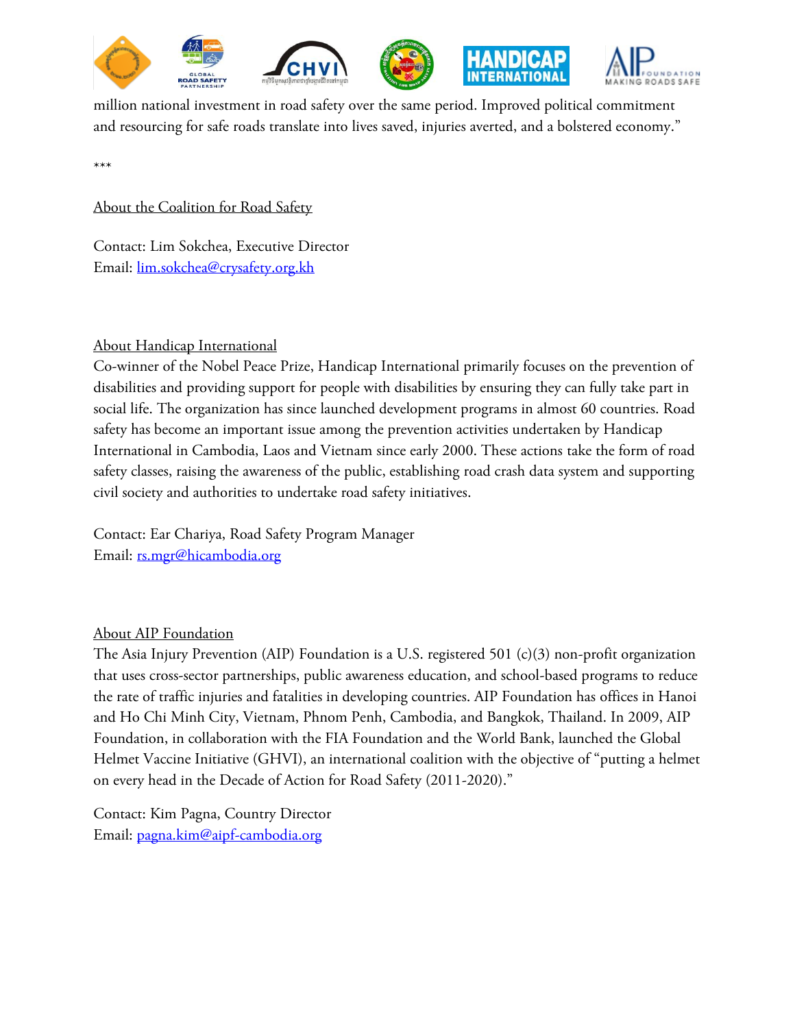million national investment in road safety over the same period. Improved political commitment and resourcing for safe roads translate into lives saved, injuries averted, and a bolstered economy."

***

About the Coalition for Road Safety

Contact: Lim Sokchea, Executive Director
Email: lim.sokchea@crysafety.org.kh

About Handicap International

Co-winner of the Nobel Peace Prize, Handicap International primarily focuses on the prevention of disabilities and providing support for people with disabilities by ensuring they can fully take part in social life. The organization has since launched development programs in almost 60 countries. Road safety has become an important issue among the prevention activities undertaken by Handicap International in Cambodia, Laos and Vietnam since early 2000. These actions take the form of road safety classes, raising the awareness of the public, establishing road crash data system and supporting civil society and authorities to undertake road safety initiatives.

Contact: Ear Chariya, Road Safety Program Manager
Email: rs.mgr@hicambodia.org

About AIP Foundation

The Asia Injury Prevention (AIP) Foundation is a U.S. registered 501 (c)(3) non-profit organization that uses cross-sector partnerships, public awareness education, and school-based programs to reduce the rate of traffic injuries and fatalities in developing countries. AIP Foundation has offices in Hanoi and Ho Chi Minh City, Vietnam, Phnom Penh, Cambodia, and Bangkok, Thailand. In 2009, AIP Foundation, in collaboration with the FIA Foundation and the World Bank, launched the Global Helmet Vaccine Initiative (GHVI), an international coalition with the objective of "putting a helmet on every head in the Decade of Action for Road Safety (2011-2020)."

Contact: Kim Pagna, Country Director
Email: pagna.kim@aipf-cambodia.org